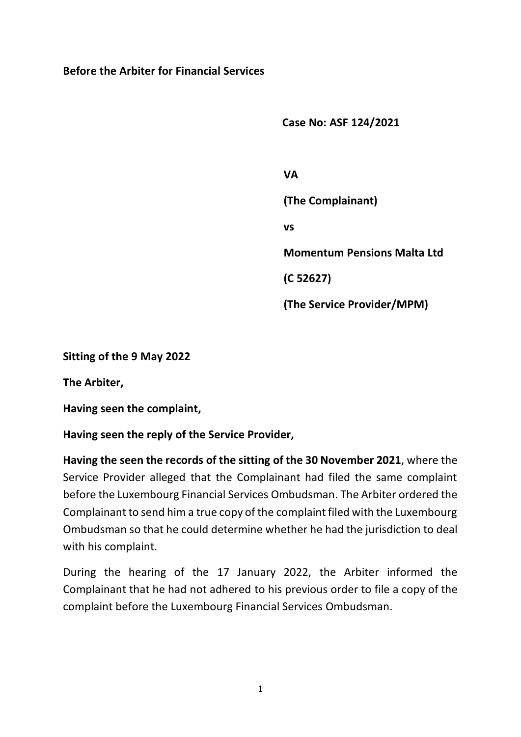**Before the Arbiter for Financial Services**

**Case No: ASF 124/2021**

**VA**

**(The Complainant)**

**vs**

**Momentum Pensions Malta Ltd**

**(C 52627)**

**(The Service Provider/MPM)**

**Sitting of the 9 May 2022**

**The Arbiter,**

**Having seen the complaint,**

**Having seen the reply of the Service Provider,**

**Having the seen the records of the sitting of the 30 November 2021**, where the Service Provider alleged that the Complainant had filed the same complaint before the Luxembourg Financial Services Ombudsman. The Arbiter ordered the Complainant to send him a true copy of the complaint filed with the Luxembourg Ombudsman so that he could determine whether he had the jurisdiction to deal with his complaint.

During the hearing of the 17 January 2022, the Arbiter informed the Complainant that he had not adhered to his previous order to file a copy of the complaint before the Luxembourg Financial Services Ombudsman.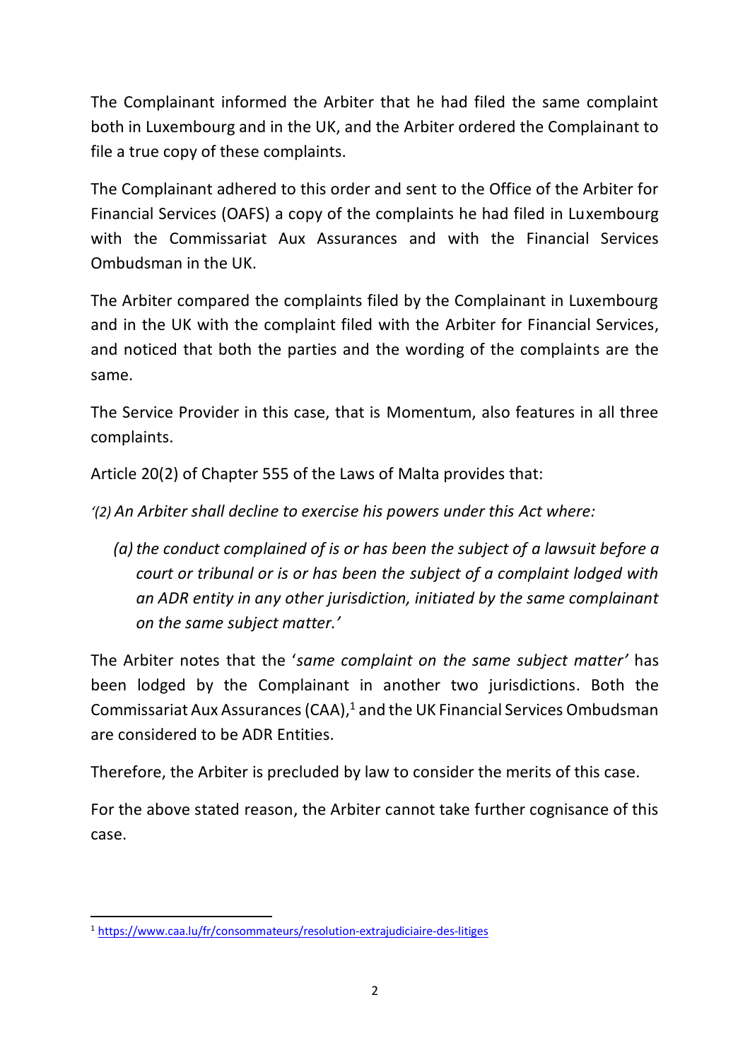The Complainant informed the Arbiter that he had filed the same complaint both in Luxembourg and in the UK, and the Arbiter ordered the Complainant to file a true copy of these complaints.

The Complainant adhered to this order and sent to the Office of the Arbiter for Financial Services (OAFS) a copy of the complaints he had filed in Luxembourg with the Commissariat Aux Assurances and with the Financial Services Ombudsman in the UK.

The Arbiter compared the complaints filed by the Complainant in Luxembourg and in the UK with the complaint filed with the Arbiter for Financial Services, and noticed that both the parties and the wording of the complaints are the same.

The Service Provider in this case, that is Momentum, also features in all three complaints.

Article 20(2) of Chapter 555 of the Laws of Malta provides that:

*'(2) An Arbiter shall decline to exercise his powers under this Act where:*

> *(a) the conduct complained of is or has been the subject of a lawsuit before a court or tribunal or is or has been the subject of a complaint lodged with an ADR entity in any other jurisdiction, initiated by the same complainant on the same subject matter.'*

The Arbiter notes that the '*same complaint on the same subject matter'* has been lodged by the Complainant in another two jurisdictions. Both the Commissariat Aux Assurances (CAA),[1] and the UK Financial Services Ombudsman are considered to be ADR Entities.

Therefore, the Arbiter is precluded by law to consider the merits of this case.

For the above stated reason, the Arbiter cannot take further cognisance of this case.

---

[1] https://www.caa.lu/fr/consommateurs/resolution-extrajudiciaire-des-litiges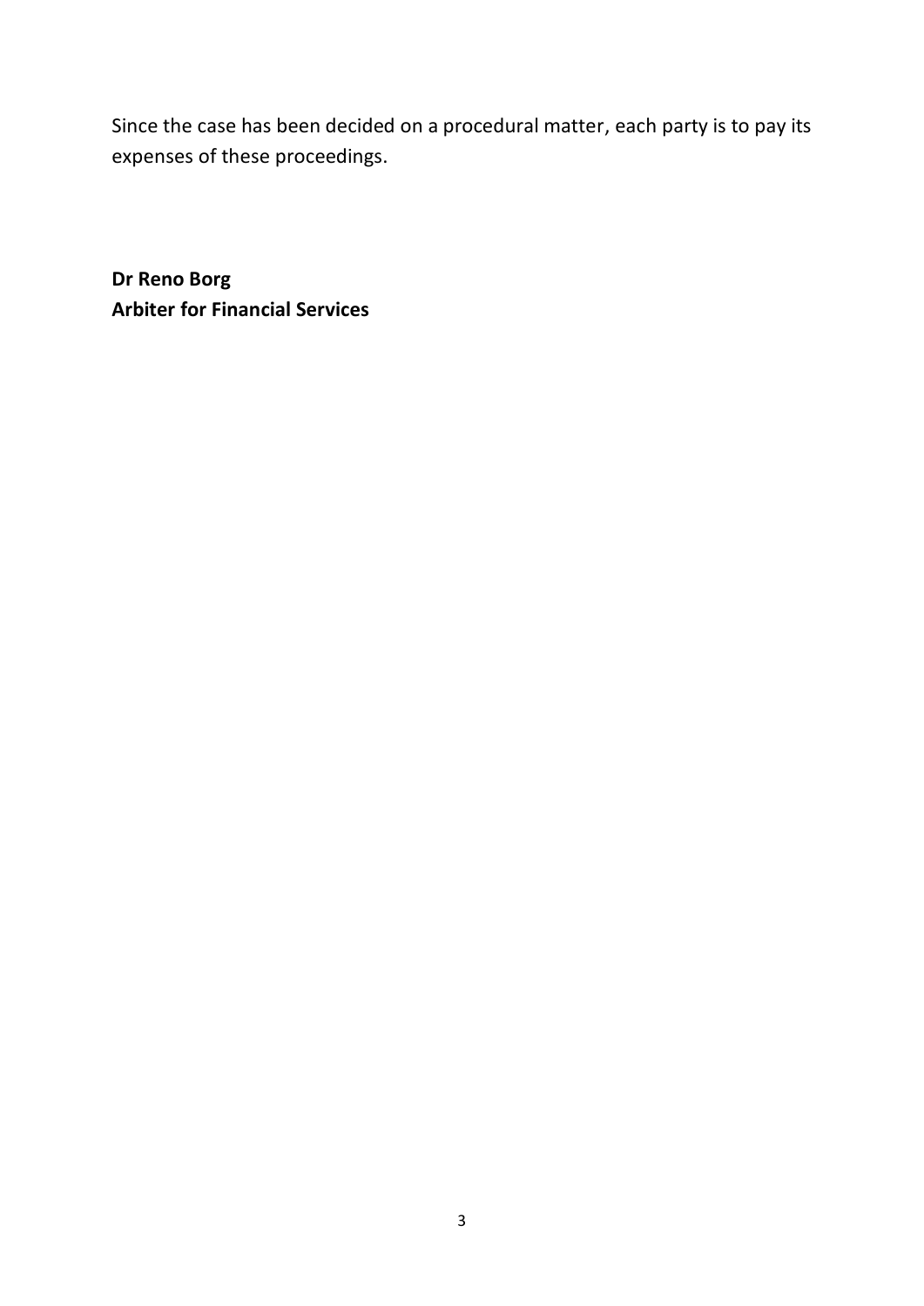Since the case has been decided on a procedural matter, each party is to pay its expenses of these proceedings.

**Dr Reno Borg**
**Arbiter for Financial Services**